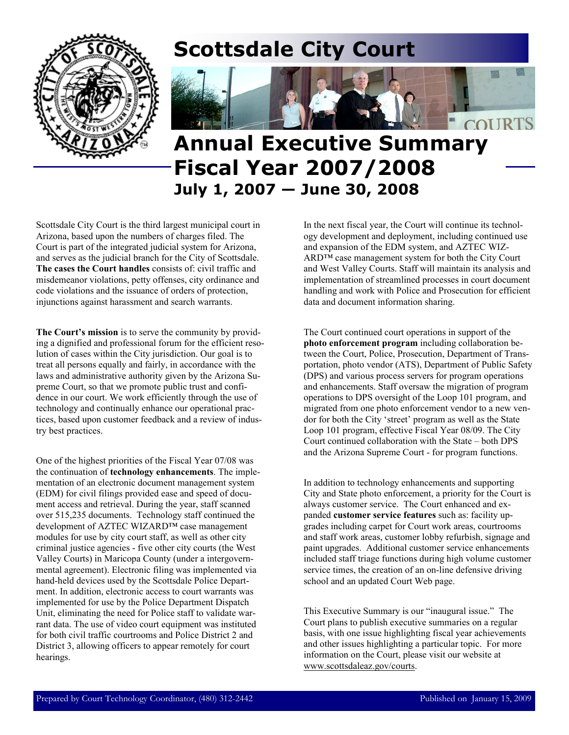# Scottsdale City Court

# Annual Executive Summary Fiscal Year 2007/2008

### July 1, 2007 — June 30, 2008

Scottsdale City Court is the third largest municipal court in Arizona, based upon the numbers of charges filed. The Court is part of the integrated judicial system for Arizona, and serves as the judicial branch for the City of Scottsdale. **The cases the Court handles** consists of: civil traffic and misdemeanor violations, petty offenses, city ordinance and code violations and the issuance of orders of protection, injunctions against harassment and search warrants.

**The Court's mission** is to serve the community by providing a dignified and professional forum for the efficient resolution of cases within the City jurisdiction. Our goal is to treat all persons equally and fairly, in accordance with the laws and administrative authority given by the Arizona Supreme Court, so that we promote public trust and confidence in our court. We work efficiently through the use of technology and continually enhance our operational practices, based upon customer feedback and a review of industry best practices.

One of the highest priorities of the Fiscal Year 07/08 was the continuation of **technology enhancements**. The implementation of an electronic document management system (EDM) for civil filings provided ease and speed of document access and retrieval. During the year, staff scanned over 515,235 documents. Technology staff continued the development of AZTEC WIZARD™ case management modules for use by city court staff, as well as other city criminal justice agencies - five other city courts (the West Valley Courts) in Maricopa County (under a intergovernmental agreement). Electronic filing was implemented via hand-held devices used by the Scottsdale Police Department. In addition, electronic access to court warrants was implemented for use by the Police Department Dispatch Unit, eliminating the need for Police staff to validate warrant data. The use of video court equipment was instituted for both civil traffic courtrooms and Police District 2 and District 3, allowing officers to appear remotely for court hearings.

In the next fiscal year, the Court will continue its technology development and deployment, including continued use and expansion of the EDM system, and AZTEC WIZARD™ case management system for both the City Court and West Valley Courts. Staff will maintain its analysis and implementation of streamlined processes in court document handling and work with Police and Prosecution for efficient data and document information sharing.

The Court continued court operations in support of the **photo enforcement program** including collaboration between the Court, Police, Prosecution, Department of Transportation, photo vendor (ATS), Department of Public Safety (DPS) and various process servers for program operations and enhancements. Staff oversaw the migration of program operations to DPS oversight of the Loop 101 program, and migrated from one photo enforcement vendor to a new vendor for both the City 'street' program as well as the State Loop 101 program, effective Fiscal Year 08/09. The City Court continued collaboration with the State – both DPS and the Arizona Supreme Court - for program functions.

In addition to technology enhancements and supporting City and State photo enforcement, a priority for the Court is always customer service. The Court enhanced and expanded **customer service features** such as: facility upgrades including carpet for Court work areas, courtrooms and staff work areas, customer lobby refurbish, signage and paint upgrades. Additional customer service enhancements included staff triage functions during high volume customer service times, the creation of an on-line defensive driving school and an updated Court Web page.

This Executive Summary is our "inaugural issue." The Court plans to publish executive summaries on a regular basis, with one issue highlighting fiscal year achievements and other issues highlighting a particular topic. For more information on the Court, please visit our website at www.scottsdaleaz.gov/courts.

Prepared by Court Technology Coordinator, (480) 312-2442

Published on January 15, 2009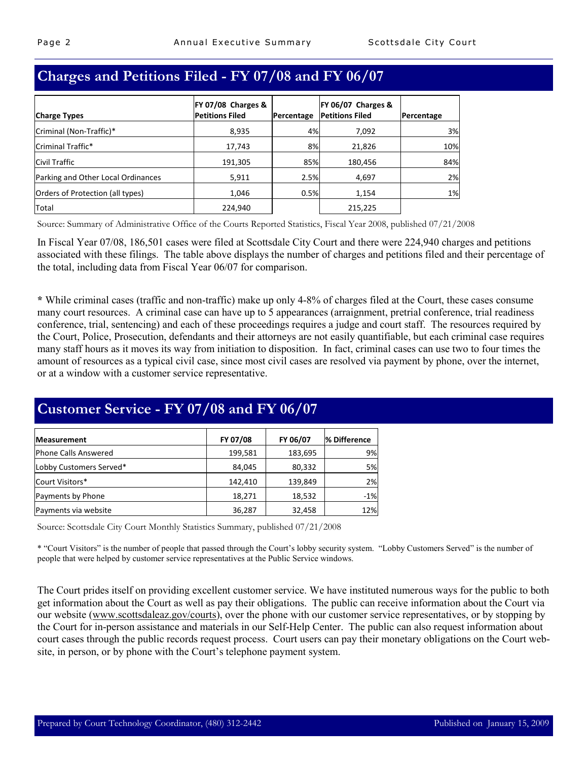## Charges and Petitions Filed - FY 07/08 and FY 06/07

| Charge Types | FY 07/08 Charges & Petitions Filed | Percentage | FY 06/07 Charges & Petitions Filed | Percentage |
|---|---|---|---|---|
| Criminal (Non-Traffic)* | 8,935 | 4% | 7,092 | 3% |
| Criminal Traffic* | 17,743 | 8% | 21,826 | 10% |
| Civil Traffic | 191,305 | 85% | 180,456 | 84% |
| Parking and Other Local Ordinances | 5,911 | 2.5% | 4,697 | 2% |
| Orders of Protection (all types) | 1,046 | 0.5% | 1,154 | 1% |
| Total | 224,940 | | 215,225 | |

Source: Summary of Administrative Office of the Courts Reported Statistics, Fiscal Year 2008, published 07/21/2008

In Fiscal Year 07/08, 186,501 cases were filed at Scottsdale City Court and there were 224,940 charges and petitions associated with these filings. The table above displays the number of charges and petitions filed and their percentage of the total, including data from Fiscal Year 06/07 for comparison.

**\*** While criminal cases (traffic and non-traffic) make up only 4-8% of charges filed at the Court, these cases consume many court resources. A criminal case can have up to 5 appearances (arraignment, pretrial conference, trial readiness conference, trial, sentencing) and each of these proceedings requires a judge and court staff. The resources required by the Court, Police, Prosecution, defendants and their attorneys are not easily quantifiable, but each criminal case requires many staff hours as it moves its way from initiation to disposition. In fact, criminal cases can use two to four times the amount of resources as a typical civil case, since most civil cases are resolved via payment by phone, over the internet, or at a window with a customer service representative.

## Customer Service - FY 07/08 and FY 06/07

| Measurement | FY 07/08 | FY 06/07 | % Difference |
|---|---|---|---|
| Phone Calls Answered | 199,581 | 183,695 | 9% |
| Lobby Customers Served* | 84,045 | 80,332 | 5% |
| Court Visitors* | 142,410 | 139,849 | 2% |
| Payments by Phone | 18,271 | 18,532 | -1% |
| Payments via website | 36,287 | 32,458 | 12% |

Source: Scottsdale City Court Monthly Statistics Summary, published 07/21/2008

\* "Court Visitors" is the number of people that passed through the Court's lobby security system. "Lobby Customers Served" is the number of people that were helped by customer service representatives at the Public Service windows.

The Court prides itself on providing excellent customer service. We have instituted numerous ways for the public to both get information about the Court as well as pay their obligations. The public can receive information about the Court via our website (www.scottsdaleaz.gov/courts), over the phone with our customer service representatives, or by stopping by the Court for in-person assistance and materials in our Self-Help Center. The public can also request information about court cases through the public records request process. Court users can pay their monetary obligations on the Court website, in person, or by phone with the Court's telephone payment system.

Prepared by Court Technology Coordinator, (480) 312-2442 — Published on January 15, 2009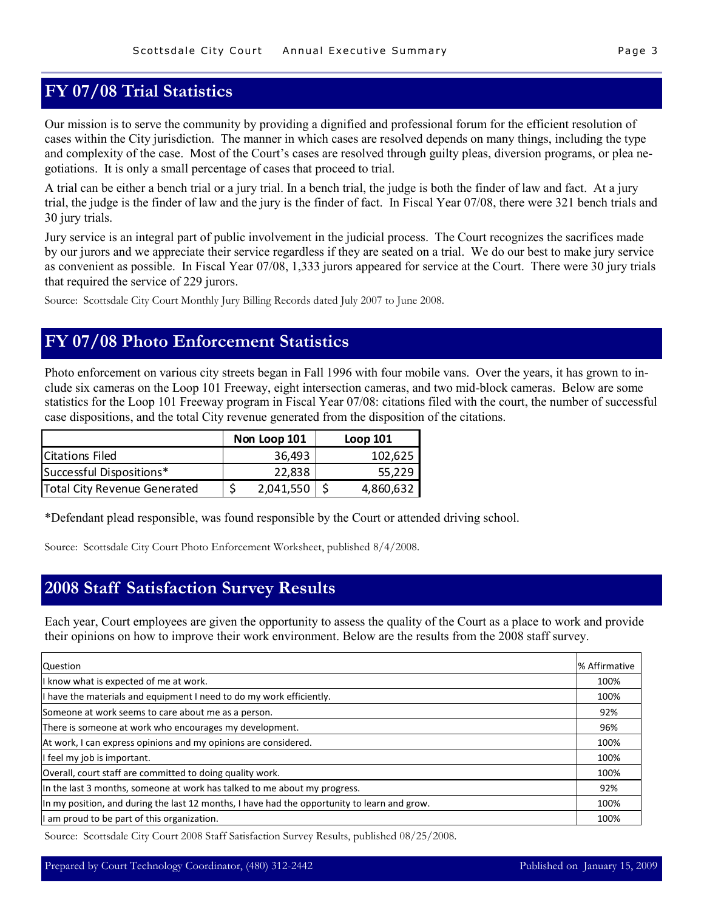## FY 07/08 Trial Statistics

Our mission is to serve the community by providing a dignified and professional forum for the efficient resolution of cases within the City jurisdiction. The manner in which cases are resolved depends on many things, including the type and complexity of the case. Most of the Court's cases are resolved through guilty pleas, diversion programs, or plea negotiations. It is only a small percentage of cases that proceed to trial.

A trial can be either a bench trial or a jury trial. In a bench trial, the judge is both the finder of law and fact. At a jury trial, the judge is the finder of law and the jury is the finder of fact. In Fiscal Year 07/08, there were 321 bench trials and 30 jury trials.

Jury service is an integral part of public involvement in the judicial process. The Court recognizes the sacrifices made by our jurors and we appreciate their service regardless if they are seated on a trial. We do our best to make jury service as convenient as possible. In Fiscal Year 07/08, 1,333 jurors appeared for service at the Court. There were 30 jury trials that required the service of 229 jurors.

Source: Scottsdale City Court Monthly Jury Billing Records dated July 2007 to June 2008.

## FY 07/08 Photo Enforcement Statistics

Photo enforcement on various city streets began in Fall 1996 with four mobile vans. Over the years, it has grown to include six cameras on the Loop 101 Freeway, eight intersection cameras, and two mid-block cameras. Below are some statistics for the Loop 101 Freeway program in Fiscal Year 07/08: citations filed with the court, the number of successful case dispositions, and the total City revenue generated from the disposition of the citations.

| | Non Loop 101 | Loop 101 |
|---|---|---|
| Citations Filed | 36,493 | 102,625 |
| Successful Dispositions* | 22,838 | 55,229 |
| Total City Revenue Generated | $ 2,041,550 | $ 4,860,632 |

*Defendant plead responsible, was found responsible by the Court or attended driving school.

Source: Scottsdale City Court Photo Enforcement Worksheet, published 8/4/2008.

## 2008 Staff Satisfaction Survey Results

Each year, Court employees are given the opportunity to assess the quality of the Court as a place to work and provide their opinions on how to improve their work environment. Below are the results from the 2008 staff survey.

| Question | % Affirmative |
|---|---|
| I know what is expected of me at work. | 100% |
| I have the materials and equipment I need to do my work efficiently. | 100% |
| Someone at work seems to care about me as a person. | 92% |
| There is someone at work who encourages my development. | 96% |
| At work, I can express opinions and my opinions are considered. | 100% |
| I feel my job is important. | 100% |
| Overall, court staff are committed to doing quality work. | 100% |
| In the last 3 months, someone at work has talked to me about my progress. | 92% |
| In my position, and during the last 12 months, I have had the opportunity to learn and grow. | 100% |
| I am proud to be part of this organization. | 100% |

Source: Scottsdale City Court 2008 Staff Satisfaction Survey Results, published 08/25/2008.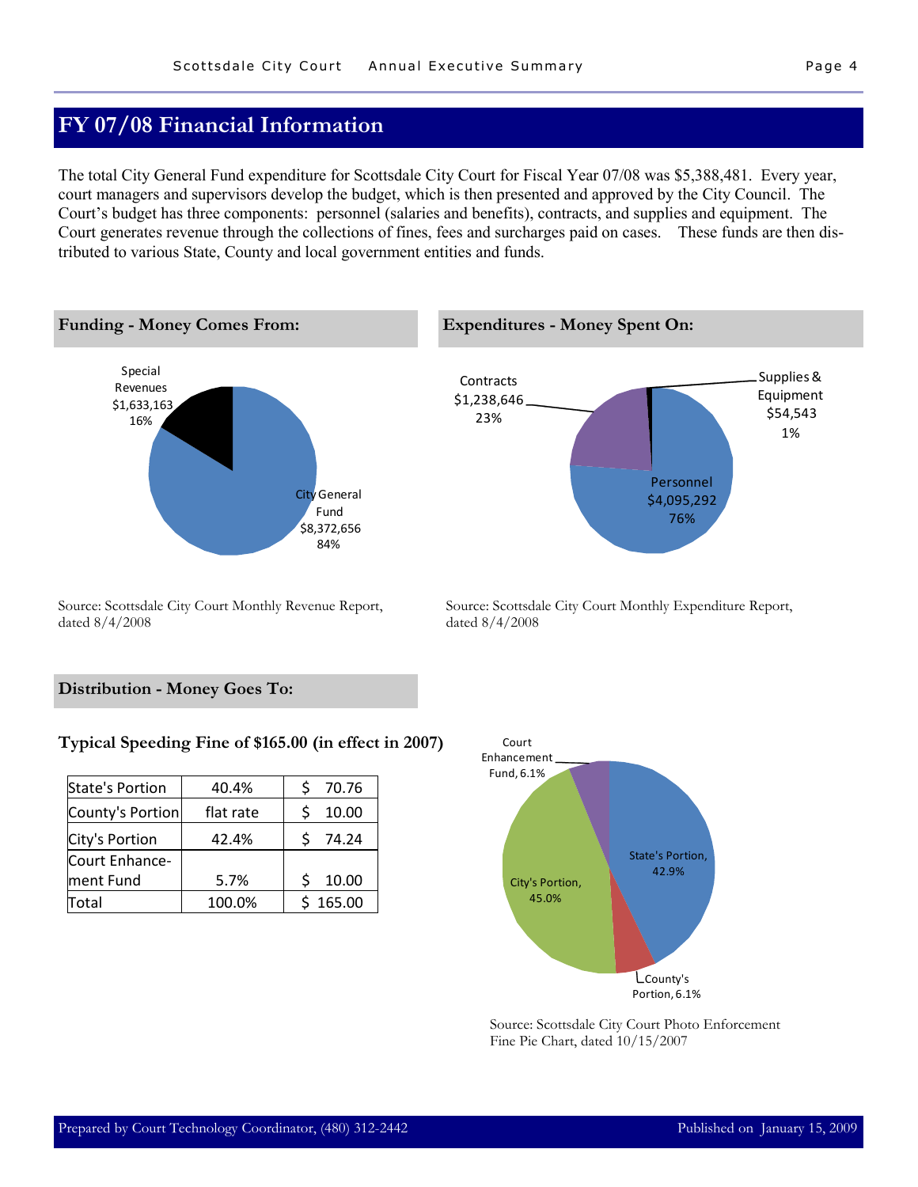## FY 07/08 Financial Information

The total City General Fund expenditure for Scottsdale City Court for Fiscal Year 07/08 was $5,388,481. Every year, court managers and supervisors develop the budget, which is then presented and approved by the City Council. The Court's budget has three components: personnel (salaries and benefits), contracts, and supplies and equipment. The Court generates revenue through the collections of fines, fees and surcharges paid on cases. These funds are then distributed to various State, County and local government entities and funds.

### Funding - Money Comes From:

Special Revenues
$1,633,163
16%

City General Fund
$8,372,656
84%

Source: Scottsdale City Court Monthly Revenue Report, dated 8/4/2008

### Expenditures - Money Spent On:

Contracts
$1,238,646
23%

Supplies & Equipment
$54,543
1%

Personnel
$4,095,292
76%

Source: Scottsdale City Court Monthly Expenditure Report, dated 8/4/2008

### Distribution - Money Goes To:

**Typical Speeding Fine of $165.00 (in effect in 2007)**

| | | |
|---|---|---|
| State's Portion | 40.4% | $ 70.76 |
| County's Portion | flat rate | $ 10.00 |
| City's Portion | 42.4% | $ 74.24 |
| Court Enhance-ment Fund | 5.7% | $ 10.00 |
| Total | 100.0% | $ 165.00 |

Court Enhancement Fund, 6.1%

State's Portion, 42.9%

City's Portion, 45.0%

County's Portion, 6.1%

Source: Scottsdale City Court Photo Enforcement Fine Pie Chart, dated 10/15/2007